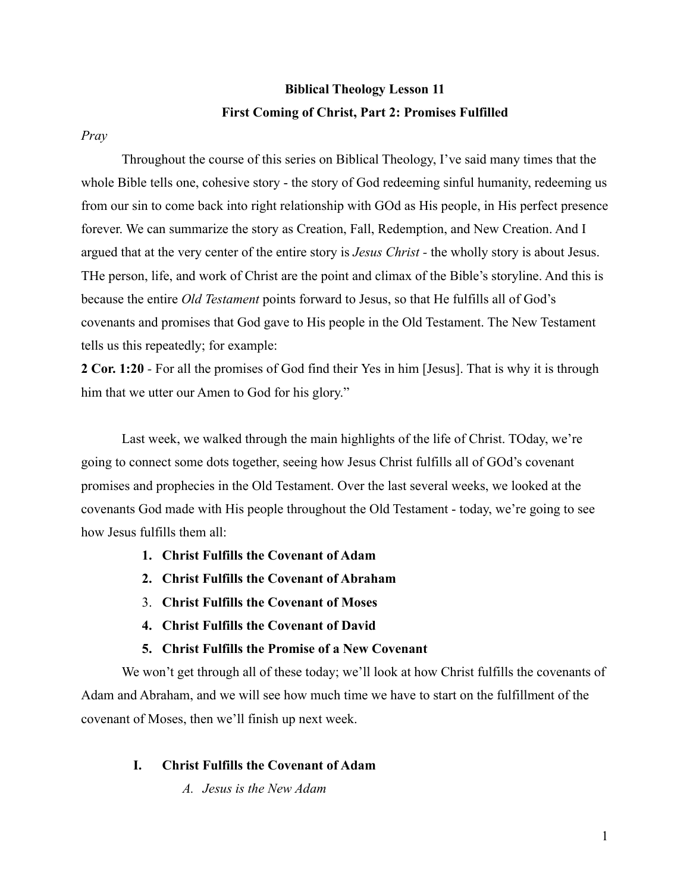**Biblical Theology Lesson 11**

**First Coming of Christ, Part 2: Promises Fulfilled**

*Pray*

Throughout the course of this series on Biblical Theology, I've said many times that the whole Bible tells one, cohesive story - the story of God redeeming sinful humanity, redeeming us from our sin to come back into right relationship with GOd as His people, in His perfect presence forever. We can summarize the story as Creation, Fall, Redemption, and New Creation. And I argued that at the very center of the entire story is *Jesus Christ* - the wholly story is about Jesus. THe person, life, and work of Christ are the point and climax of the Bible's storyline. And this is because the entire *Old Testament* points forward to Jesus, so that He fulfills all of God's covenants and promises that God gave to His people in the Old Testament. The New Testament tells us this repeatedly; for example:

**2 Cor. 1:20** - For all the promises of God find their Yes in him [Jesus]. That is why it is through him that we utter our Amen to God for his glory."

Last week, we walked through the main highlights of the life of Christ. TOday, we're going to connect some dots together, seeing how Jesus Christ fulfills all of GOd's covenant promises and prophecies in the Old Testament. Over the last several weeks, we looked at the covenants God made with His people throughout the Old Testament - today, we're going to see how Jesus fulfills them all:

1. **Christ Fulfills the Covenant of Adam**
2. **Christ Fulfills the Covenant of Abraham**
3. **Christ Fulfills the Covenant of Moses**
4. **Christ Fulfills the Covenant of David**
5. **Christ Fulfills the Promise of a New Covenant**

We won't get through all of these today; we'll look at how Christ fulfills the covenants of Adam and Abraham, and we will see how much time we have to start on the fulfillment of the covenant of Moses, then we'll finish up next week.

## I. Christ Fulfills the Covenant of Adam

### *A. Jesus is the New Adam*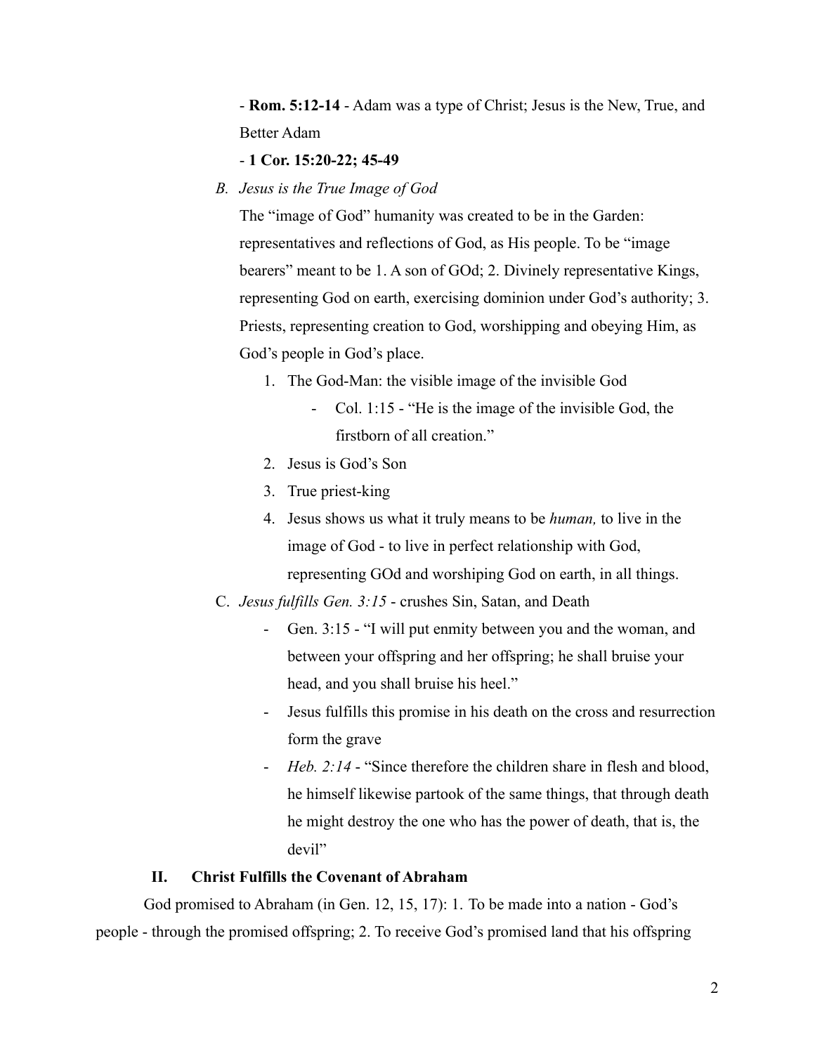- **Rom. 5:12-14** - Adam was a type of Christ; Jesus is the New, True, and Better Adam

- **1 Cor. 15:20-22; 45-49**

B. *Jesus is the True Image of God*

The "image of God" humanity was created to be in the Garden: representatives and reflections of God, as His people. To be "image bearers" meant to be 1. A son of GOd; 2. Divinely representative Kings, representing God on earth, exercising dominion under God's authority; 3. Priests, representing creation to God, worshipping and obeying Him, as God's people in God's place.

1. The God-Man: the visible image of the invisible God
   - Col. 1:15 - "He is the image of the invisible God, the firstborn of all creation."
2. Jesus is God's Son
3. True priest-king
4. Jesus shows us what it truly means to be *human,* to live in the image of God - to live in perfect relationship with God, representing GOd and worshiping God on earth, in all things.

C. *Jesus fulfills Gen. 3:15* - crushes Sin, Satan, and Death

- Gen. 3:15 - "I will put enmity between you and the woman, and between your offspring and her offspring; he shall bruise your head, and you shall bruise his heel."
- Jesus fulfills this promise in his death on the cross and resurrection form the grave
- *Heb. 2:14* - "Since therefore the children share in flesh and blood, he himself likewise partook of the same things, that through death he might destroy the one who has the power of death, that is, the devil"

## II. Christ Fulfills the Covenant of Abraham

God promised to Abraham (in Gen. 12, 15, 17): 1. To be made into a nation - God's people - through the promised offspring; 2. To receive God's promised land that his offspring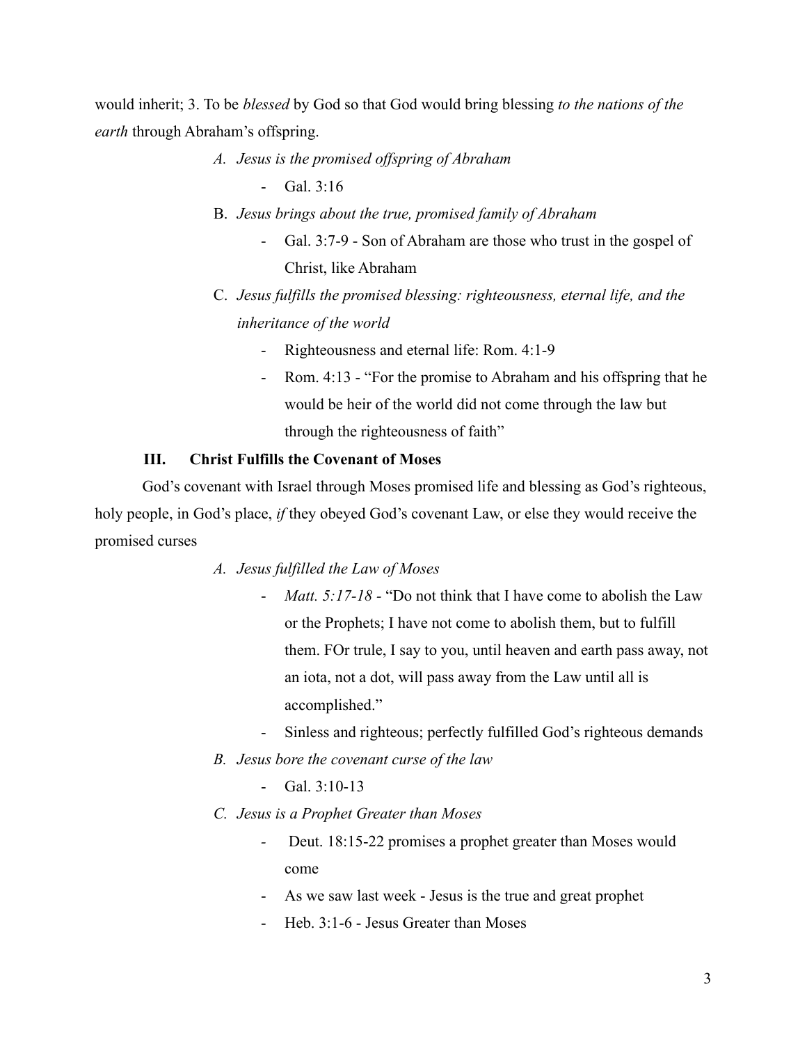would inherit; 3. To be *blessed* by God so that God would bring blessing *to the nations of the earth* through Abraham's offspring.

A. *Jesus is the promised offspring of Abraham*
   - Gal. 3:16

B. *Jesus brings about the true, promised family of Abraham*
   - Gal. 3:7-9 - Son of Abraham are those who trust in the gospel of Christ, like Abraham

C. *Jesus fulfills the promised blessing: righteousness, eternal life, and the inheritance of the world*
   - Righteousness and eternal life: Rom. 4:1-9
   - Rom. 4:13 - "For the promise to Abraham and his offspring that he would be heir of the world did not come through the law but through the righteousness of faith"

## III. Christ Fulfills the Covenant of Moses

God's covenant with Israel through Moses promised life and blessing as God's righteous, holy people, in God's place, *if* they obeyed God's covenant Law, or else they would receive the promised curses

A. *Jesus fulfilled the Law of Moses*
   - *Matt. 5:17-18* - "Do not think that I have come to abolish the Law or the Prophets; I have not come to abolish them, but to fulfill them. FOr trule, I say to you, until heaven and earth pass away, not an iota, not a dot, will pass away from the Law until all is accomplished."
   - Sinless and righteous; perfectly fulfilled God's righteous demands

B. *Jesus bore the covenant curse of the law*
   - Gal. 3:10-13

C. *Jesus is a Prophet Greater than Moses*
   - Deut. 18:15-22 promises a prophet greater than Moses would come
   - As we saw last week - Jesus is the true and great prophet
   - Heb. 3:1-6 - Jesus Greater than Moses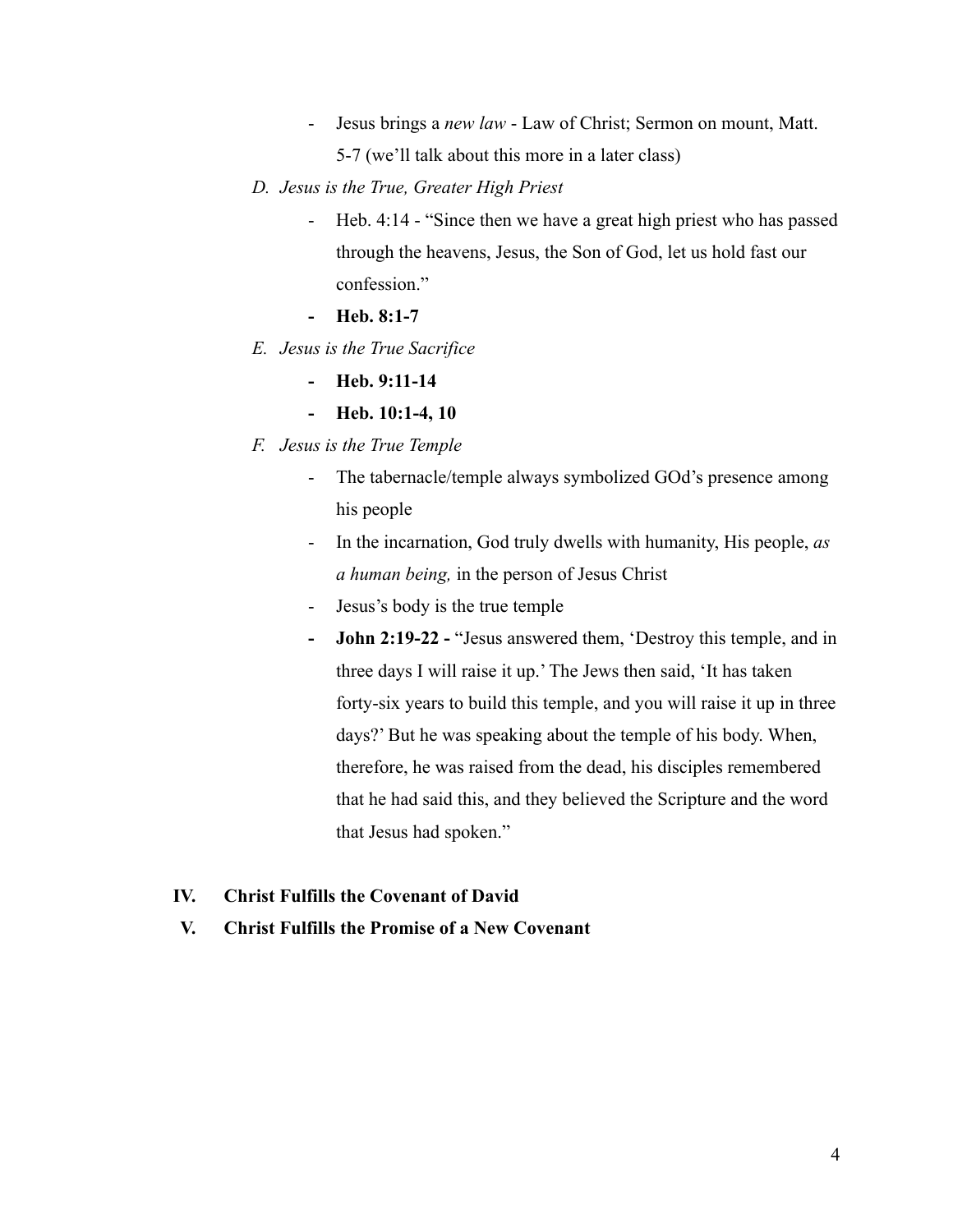- Jesus brings a *new law* - Law of Christ; Sermon on mount, Matt. 5-7 (we'll talk about this more in a later class)

D. *Jesus is the True, Greater High Priest*

- Heb. 4:14 - "Since then we have a great high priest who has passed through the heavens, Jesus, the Son of God, let us hold fast our confession."
- **Heb. 8:1-7**

E. *Jesus is the True Sacrifice*

- **Heb. 9:11-14**
- **Heb. 10:1-4, 10**

F. *Jesus is the True Temple*

- The tabernacle/temple always symbolized GOd's presence among his people
- In the incarnation, God truly dwells with humanity, His people, *as a human being,* in the person of Jesus Christ
- Jesus's body is the true temple
- **John 2:19-22 -** "Jesus answered them, 'Destroy this temple, and in three days I will raise it up.' The Jews then said, 'It has taken forty-six years to build this temple, and you will raise it up in three days?' But he was speaking about the temple of his body. When, therefore, he was raised from the dead, his disciples remembered that he had said this, and they believed the Scripture and the word that Jesus had spoken."

## IV. Christ Fulfills the Covenant of David

## V. Christ Fulfills the Promise of a New Covenant